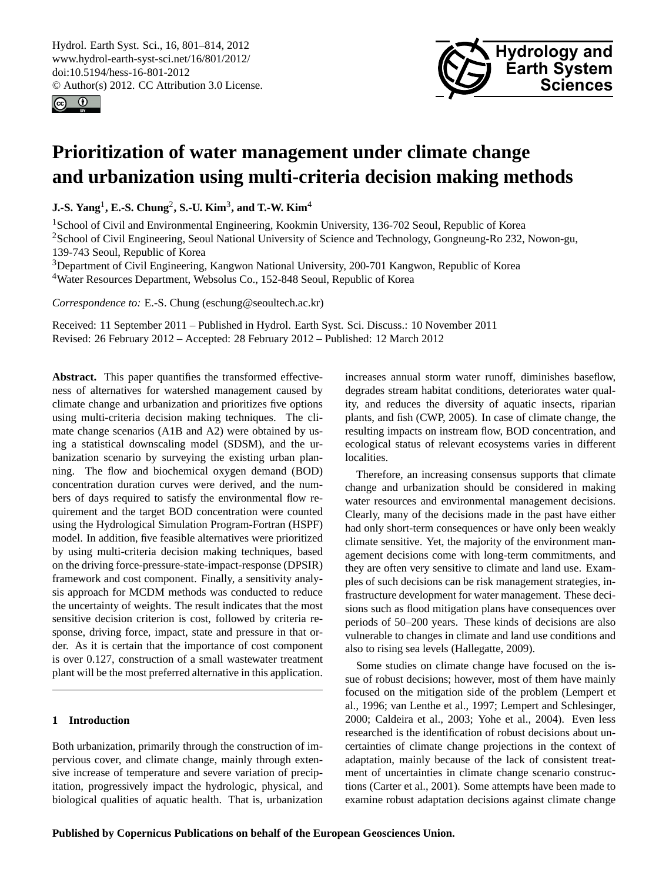# Prioritization of water management under climate change and urbanization using multi-criteria decision making methods

**J.-S. Yang**[1], **E.-S. Chung**[2], **S.-U. Kim**[3], **and T.-W. Kim**[4]

[1]School of Civil and Environmental Engineering, Kookmin University, 136-702 Seoul, Republic of Korea
[2]School of Civil Engineering, Seoul National University of Science and Technology, Gongneung-Ro 232, Nowon-gu, 139-743 Seoul, Republic of Korea
[3]Department of Civil Engineering, Kangwon National University, 200-701 Kangwon, Republic of Korea
[4]Water Resources Department, Websolus Co., 152-848 Seoul, Republic of Korea

*Correspondence to:* E.-S. Chung (eschung@seoultech.ac.kr)

Received: 11 September 2011 – Published in Hydrol. Earth Syst. Sci. Discuss.: 10 November 2011
Revised: 26 February 2012 – Accepted: 28 February 2012 – Published: 12 March 2012

**Abstract.** This paper quantifies the transformed effectiveness of alternatives for watershed management caused by climate change and urbanization and prioritizes five options using multi-criteria decision making techniques. The climate change scenarios (A1B and A2) were obtained by using a statistical downscaling model (SDSM), and the urbanization scenario by surveying the existing urban planning. The flow and biochemical oxygen demand (BOD) concentration duration curves were derived, and the numbers of days required to satisfy the environmental flow requirement and the target BOD concentration were counted using the Hydrological Simulation Program-Fortran (HSPF) model. In addition, five feasible alternatives were prioritized by using multi-criteria decision making techniques, based on the driving force-pressure-state-impact-response (DPSIR) framework and cost component. Finally, a sensitivity analysis approach for MCDM methods was conducted to reduce the uncertainty of weights. The result indicates that the most sensitive decision criterion is cost, followed by criteria response, driving force, impact, state and pressure in that order. As it is certain that the importance of cost component is over 0.127, construction of a small wastewater treatment plant will be the most preferred alternative in this application.

## 1 Introduction

Both urbanization, primarily through the construction of impervious cover, and climate change, mainly through extensive increase of temperature and severe variation of precipitation, progressively impact the hydrologic, physical, and biological qualities of aquatic health. That is, urbanization increases annual storm water runoff, diminishes baseflow, degrades stream habitat conditions, deteriorates water quality, and reduces the diversity of aquatic insects, riparian plants, and fish (CWP, 2005). In case of climate change, the resulting impacts on instream flow, BOD concentration, and ecological status of relevant ecosystems varies in different localities.

Therefore, an increasing consensus supports that climate change and urbanization should be considered in making water resources and environmental management decisions. Clearly, many of the decisions made in the past have either had only short-term consequences or have only been weakly climate sensitive. Yet, the majority of the environment management decisions come with long-term commitments, and they are often very sensitive to climate and land use. Examples of such decisions can be risk management strategies, infrastructure development for water management. These decisions such as flood mitigation plans have consequences over periods of 50–200 years. These kinds of decisions are also vulnerable to changes in climate and land use conditions and also to rising sea levels (Hallegatte, 2009).

Some studies on climate change have focused on the issue of robust decisions; however, most of them have mainly focused on the mitigation side of the problem (Lempert et al., 1996; van Lenthe et al., 1997; Lempert and Schlesinger, 2000; Caldeira et al., 2003; Yohe et al., 2004). Even less researched is the identification of robust decisions about uncertainties of climate change projections in the context of adaptation, mainly because of the lack of consistent treatment of uncertainties in climate change scenario constructions (Carter et al., 2001). Some attempts have been made to examine robust adaptation decisions against climate change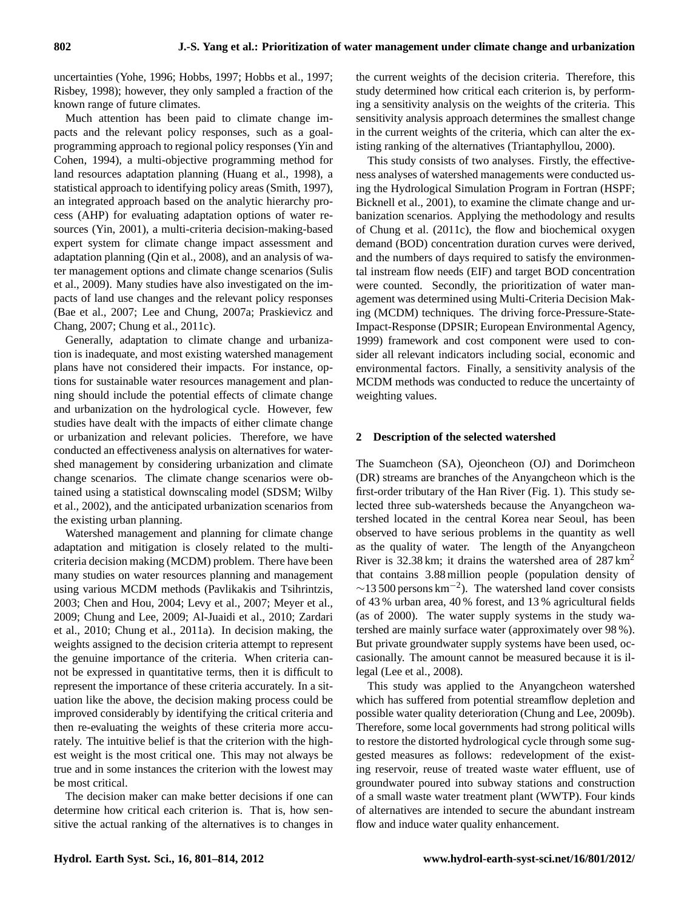uncertainties (Yohe, 1996; Hobbs, 1997; Hobbs et al., 1997; Risbey, 1998); however, they only sampled a fraction of the known range of future climates.

Much attention has been paid to climate change impacts and the relevant policy responses, such as a goal-programming approach to regional policy responses (Yin and Cohen, 1994), a multi-objective programming method for land resources adaptation planning (Huang et al., 1998), a statistical approach to identifying policy areas (Smith, 1997), an integrated approach based on the analytic hierarchy process (AHP) for evaluating adaptation options of water resources (Yin, 2001), a multi-criteria decision-making-based expert system for climate change impact assessment and adaptation planning (Qin et al., 2008), and an analysis of water management options and climate change scenarios (Sulis et al., 2009). Many studies have also investigated on the impacts of land use changes and the relevant policy responses (Bae et al., 2007; Lee and Chung, 2007a; Praskievicz and Chang, 2007; Chung et al., 2011c).

Generally, adaptation to climate change and urbanization is inadequate, and most existing watershed management plans have not considered their impacts. For instance, options for sustainable water resources management and planning should include the potential effects of climate change and urbanization on the hydrological cycle. However, few studies have dealt with the impacts of either climate change or urbanization and relevant policies. Therefore, we have conducted an effectiveness analysis on alternatives for watershed management by considering urbanization and climate change scenarios. The climate change scenarios were obtained using a statistical downscaling model (SDSM; Wilby et al., 2002), and the anticipated urbanization scenarios from the existing urban planning.

Watershed management and planning for climate change adaptation and mitigation is closely related to the multi-criteria decision making (MCDM) problem. There have been many studies on water resources planning and management using various MCDM methods (Pavlikakis and Tsihrintzis, 2003; Chen and Hou, 2004; Levy et al., 2007; Meyer et al., 2009; Chung and Lee, 2009; Al-Juaidi et al., 2010; Zardari et al., 2010; Chung et al., 2011a). In decision making, the weights assigned to the decision criteria attempt to represent the genuine importance of the criteria. When criteria cannot be expressed in quantitative terms, then it is difficult to represent the importance of these criteria accurately. In a situation like the above, the decision making process could be improved considerably by identifying the critical criteria and then re-evaluating the weights of these criteria more accurately. The intuitive belief is that the criterion with the highest weight is the most critical one. This may not always be true and in some instances the criterion with the lowest may be most critical.

The decision maker can make better decisions if one can determine how critical each criterion is. That is, how sensitive the actual ranking of the alternatives is to changes in the current weights of the decision criteria. Therefore, this study determined how critical each criterion is, by performing a sensitivity analysis on the weights of the criteria. This sensitivity analysis approach determines the smallest change in the current weights of the criteria, which can alter the existing ranking of the alternatives (Triantaphyllou, 2000).

This study consists of two analyses. Firstly, the effectiveness analyses of watershed managements were conducted using the Hydrological Simulation Program in Fortran (HSPF; Bicknell et al., 2001), to examine the climate change and urbanization scenarios. Applying the methodology and results of Chung et al. (2011c), the flow and biochemical oxygen demand (BOD) concentration duration curves were derived, and the numbers of days required to satisfy the environmental instream flow needs (EIF) and target BOD concentration were counted. Secondly, the prioritization of water management was determined using Multi-Criteria Decision Making (MCDM) techniques. The driving force-Pressure-State-Impact-Response (DPSIR; European Environmental Agency, 1999) framework and cost component were used to consider all relevant indicators including social, economic and environmental factors. Finally, a sensitivity analysis of the MCDM methods was conducted to reduce the uncertainty of weighting values.

## 2 Description of the selected watershed

The Suamcheon (SA), Ojeoncheon (OJ) and Dorimcheon (DR) streams are branches of the Anyangcheon which is the first-order tributary of the Han River (Fig. 1). This study selected three sub-watersheds because the Anyangcheon watershed located in the central Korea near Seoul, has been observed to have serious problems in the quantity as well as the quality of water. The length of the Anyangcheon River is 32.38 km; it drains the watershed area of 287 $km^2$ that contains 3.88 million people (population density of $\sim$13 500 persons $km^{-2}$). The watershed land cover consists of 43 % urban area, 40 % forest, and 13 % agricultural fields (as of 2000). The water supply systems in the study watershed are mainly surface water (approximately over 98 %). But private groundwater supply systems have been used, occasionally. The amount cannot be measured because it is illegal (Lee et al., 2008).

This study was applied to the Anyangcheon watershed which has suffered from potential streamflow depletion and possible water quality deterioration (Chung and Lee, 2009b). Therefore, some local governments had strong political wills to restore the distorted hydrological cycle through some suggested measures as follows: redevelopment of the existing reservoir, reuse of treated waste water effluent, use of groundwater poured into subway stations and construction of a small waste water treatment plant (WWTP). Four kinds of alternatives are intended to secure the abundant instream flow and induce water quality enhancement.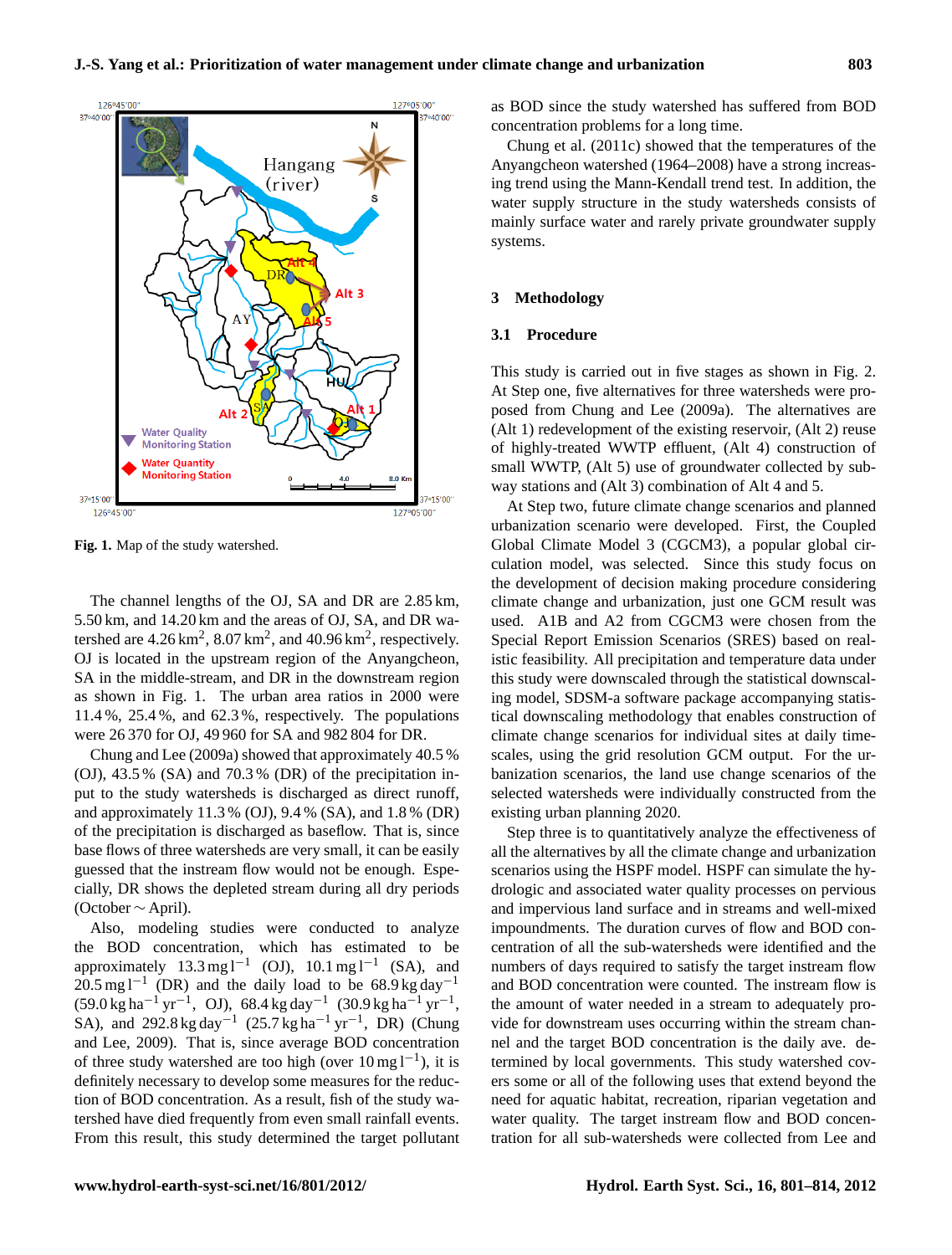Fig. 1. Map of the study watershed.

The channel lengths of the OJ, SA and DR are 2.85 km, 5.50 km, and 14.20 km and the areas of OJ, SA, and DR watershed are 4.26 $km^2$, 8.07 $km^2$, and 40.96 $km^2$, respectively. OJ is located in the upstream region of the Anyangcheon, SA in the middle-stream, and DR in the downstream region as shown in Fig. 1. The urban area ratios in 2000 were 11.4 %, 25.4 %, and 62.3 %, respectively. The populations were 26 370 for OJ, 49 960 for SA and 982 804 for DR.

Chung and Lee (2009a) showed that approximately 40.5 % (OJ), 43.5 % (SA) and 70.3 % (DR) of the precipitation input to the study watersheds is discharged as direct runoff, and approximately 11.3 % (OJ), 9.4 % (SA), and 1.8 % (DR) of the precipitation is discharged as baseflow. That is, since base flows of three watersheds are very small, it can be easily guessed that the instream flow would not be enough. Especially, DR shows the depleted stream during all dry periods (October ~ April).

Also, modeling studies were conducted to analyze the BOD concentration, which has estimated to be approximately 13.3 $mg\,l^{-1}$ (OJ), 10.1 $mg\,l^{-1}$ (SA), and 20.5 $mg\,l^{-1}$ (DR) and the daily load to be 68.9 $kg\,day^{-1}$ (59.0 $kg\,ha^{-1}\,yr^{-1}$, OJ), 68.4 $kg\,day^{-1}$ (30.9 $kg\,ha^{-1}\,yr^{-1}$, SA), and 292.8 $kg\,day^{-1}$ (25.7 $kg\,ha^{-1}\,yr^{-1}$, DR) (Chung and Lee, 2009). That is, since average BOD concentration of three study watershed are too high (over 10 $mg\,l^{-1}$), it is definitely necessary to develop some measures for the reduction of BOD concentration. As a result, fish of the study watershed have died frequently from even small rainfall events. From this result, this study determined the target pollutant as BOD since the study watershed has suffered from BOD concentration problems for a long time.

Chung et al. (2011c) showed that the temperatures of the Anyangcheon watershed (1964–2008) have a strong increasing trend using the Mann-Kendall trend test. In addition, the water supply structure in the study watersheds consists of mainly surface water and rarely private groundwater supply systems.

## 3 Methodology

### 3.1 Procedure

This study is carried out in five stages as shown in Fig. 2. At Step one, five alternatives for three watersheds were proposed from Chung and Lee (2009a). The alternatives are (Alt 1) redevelopment of the existing reservoir, (Alt 2) reuse of highly-treated WWTP effluent, (Alt 4) construction of small WWTP, (Alt 5) use of groundwater collected by subway stations and (Alt 3) combination of Alt 4 and 5.

At Step two, future climate change scenarios and planned urbanization scenario were developed. First, the Coupled Global Climate Model 3 (CGCM3), a popular global circulation model, was selected. Since this study focus on the development of decision making procedure considering climate change and urbanization, just one GCM result was used. A1B and A2 from CGCM3 were chosen from the Special Report Emission Scenarios (SRES) based on realistic feasibility. All precipitation and temperature data under this study were downscaled through the statistical downscaling model, SDSM-a software package accompanying statistical downscaling methodology that enables construction of climate change scenarios for individual sites at daily timescales, using the grid resolution GCM output. For the urbanization scenarios, the land use change scenarios of the selected watersheds were individually constructed from the existing urban planning 2020.

Step three is to quantitatively analyze the effectiveness of all the alternatives by all the climate change and urbanization scenarios using the HSPF model. HSPF can simulate the hydrologic and associated water quality processes on pervious and impervious land surface and in streams and well-mixed impoundments. The duration curves of flow and BOD concentration of all the sub-watersheds were identified and the numbers of days required to satisfy the target instream flow and BOD concentration were counted. The instream flow is the amount of water needed in a stream to adequately provide for downstream uses occurring within the stream channel and the target BOD concentration is the daily ave. determined by local governments. This study watershed covers some or all of the following uses that extend beyond the need for aquatic habitat, recreation, riparian vegetation and water quality. The target instream flow and BOD concentration for all sub-watersheds were collected from Lee and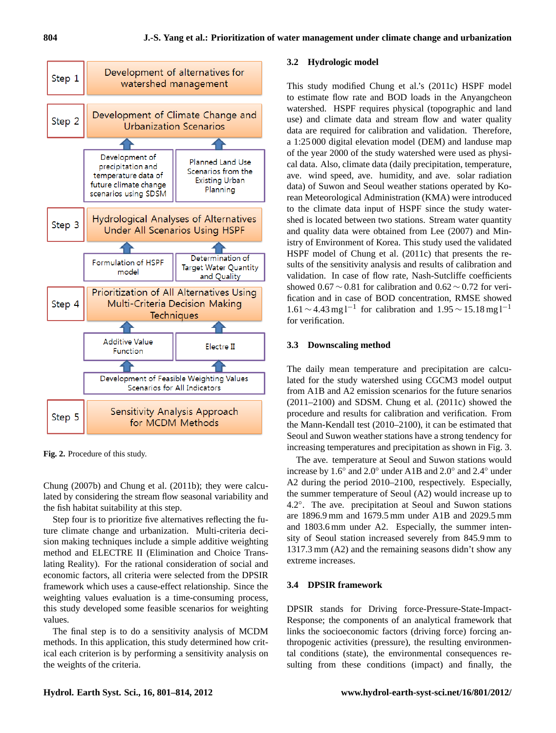Step 1 — Development of alternatives for watershed management

Step 2 — Development of Climate Change and Urbanization Scenarios

- Development of precipitation and temperature data of future climate change scenarios using SDSM
- Planned Land Use Scenarios from the Existing Urban Planning

Step 3 — Hydrological Analyses of Alternatives Under All Scenarios Using HSPF

- Formulation of HSPF model
- Determination of Target Water Quantity and Quality

Step 4 — Prioritization of All Alternatives Using Multi-Criteria Decision Making Techniques

- Additive Value Function
- Electre II
- Development of Feasible Weighting Values Scenarios for All Indicators

Step 5 — Sensitivity Analysis Approach for MCDM Methods

**Fig. 2.** Procedure of this study.

Chung (2007b) and Chung et al. (2011b); they were calculated by considering the stream flow seasonal variability and the fish habitat suitability at this step.

Step four is to prioritize five alternatives reflecting the future climate change and urbanization. Multi-criteria decision making techniques include a simple additive weighting method and ELECTRE II (Elimination and Choice Translating Reality). For the rational consideration of social and economic factors, all criteria were selected from the DPSIR framework which uses a cause-effect relationship. Since the weighting values evaluation is a time-consuming process, this study developed some feasible scenarios for weighting values.

The final step is to do a sensitivity analysis of MCDM methods. In this application, this study determined how critical each criterion is by performing a sensitivity analysis on the weights of the criteria.

### 3.2 Hydrologic model

This study modified Chung et al.'s (2011c) HSPF model to estimate flow rate and BOD loads in the Anyangcheon watershed. HSPF requires physical (topographic and land use) and climate data and stream flow and water quality data are required for calibration and validation. Therefore, a 1:25 000 digital elevation model (DEM) and landuse map of the year 2000 of the study watershed were used as physical data. Also, climate data (daily precipitation, temperature, ave. wind speed, ave. humidity, and ave. solar radiation data) of Suwon and Seoul weather stations operated by Korean Meteorological Administration (KMA) were introduced to the climate data input of HSPF since the study watershed is located between two stations. Stream water quantity and quality data were obtained from Lee (2007) and Ministry of Environment of Korea. This study used the validated HSPF model of Chung et al. (2011c) that presents the results of the sensitivity analysis and results of calibration and validation. In case of flow rate, Nash-Sutcliffe coefficients showed 0.67 ∼ 0.81 for calibration and 0.62 ∼ 0.72 for verification and in case of BOD concentration, RMSE showed 1.61 ∼ 4.43 mg l$^{-1}$ for calibration and 1.95 ∼ 15.18 mg l$^{-1}$ for verification.

### 3.3 Downscaling method

The daily mean temperature and precipitation are calculated for the study watershed using CGCM3 model output from A1B and A2 emission scenarios for the future senarios (2011–2100) and SDSM. Chung et al. (2011c) showed the procedure and results for calibration and verification. From the Mann-Kendall test (2010–2100), it can be estimated that Seoul and Suwon weather stations have a strong tendency for increasing temperatures and precipitation as shown in Fig. 3.

The ave. temperature at Seoul and Suwon stations would increase by 1.6° and 2.0° under A1B and 2.0° and 2.4° under A2 during the period 2010–2100, respectively. Especially, the summer temperature of Seoul (A2) would increase up to 4.2°. The ave. precipitation at Seoul and Suwon stations are 1896.9 mm and 1679.5 mm under A1B and 2029.5 mm and 1803.6 mm under A2. Especially, the summer intensity of Seoul station increased severely from 845.9 mm to 1317.3 mm (A2) and the remaining seasons didn't show any extreme increases.

### 3.4 DPSIR framework

DPSIR stands for Driving force-Pressure-State-Impact-Response; the components of an analytical framework that links the socioeconomic factors (driving force) forcing anthropogenic activities (pressure), the resulting environmental conditions (state), the environmental consequences resulting from these conditions (impact) and finally, the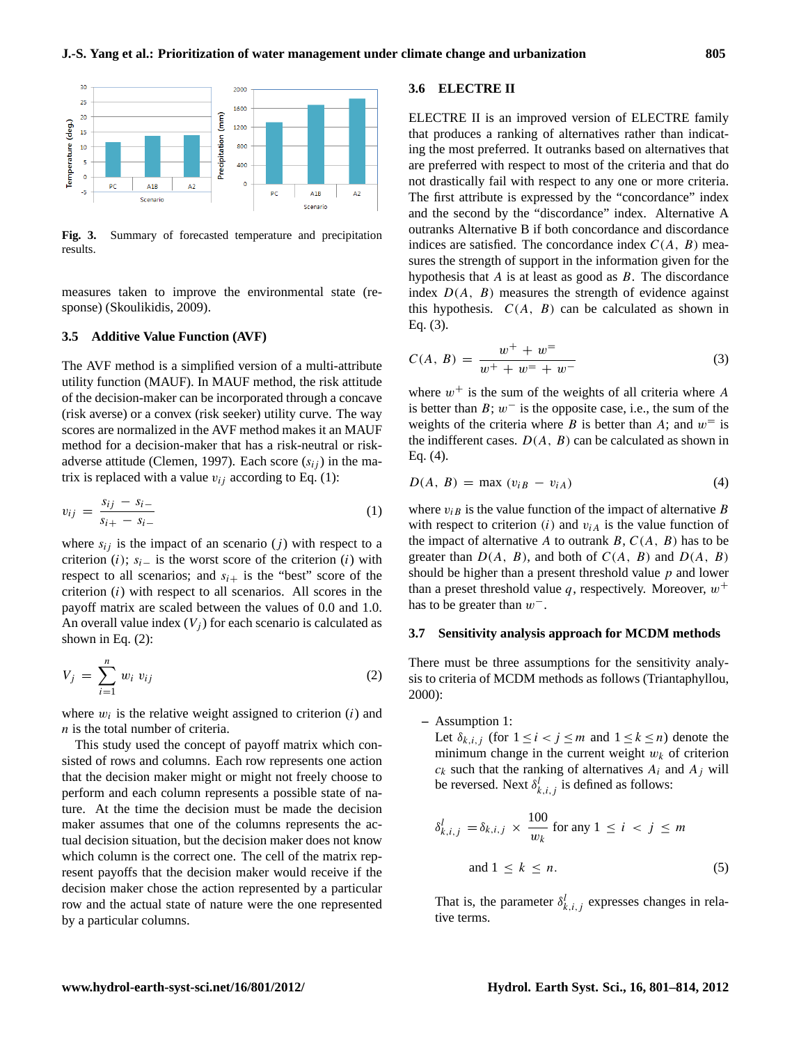Fig. 3. Summary of forecasted temperature and precipitation results.

measures taken to improve the environmental state (response) (Skoulikidis, 2009).

### 3.5 Additive Value Function (AVF)

The AVF method is a simplified version of a multi-attribute utility function (MAUF). In MAUF method, the risk attitude of the decision-maker can be incorporated through a concave (risk averse) or a convex (risk seeker) utility curve. The way scores are normalized in the AVF method makes it an MAUF method for a decision-maker that has a risk-neutral or risk-adverse attitude (Clemen, 1997). Each score ($s_{ij}$) in the matrix is replaced with a value $v_{ij}$ according to Eq. (1):

$$v_{ij} = \frac{s_{ij} - s_{i-}}{s_{i+} - s_{i-}} \tag{1}$$

where $s_{ij}$ is the impact of an scenario ($j$) with respect to a criterion ($i$); $s_{i-}$ is the worst score of the criterion ($i$) with respect to all scenarios; and $s_{i+}$ is the "best" score of the criterion ($i$) with respect to all scenarios. All scores in the payoff matrix are scaled between the values of 0.0 and 1.0. An overall value index ($V_j$) for each scenario is calculated as shown in Eq. (2):

$$V_j = \sum_{i=1}^{n} w_i \, v_{ij} \tag{2}$$

where $w_i$ is the relative weight assigned to criterion ($i$) and $n$ is the total number of criteria.

This study used the concept of payoff matrix which consisted of rows and columns. Each row represents one action that the decision maker might or might not freely choose to perform and each column represents a possible state of nature. At the time the decision must be made the decision maker assumes that one of the columns represents the actual decision situation, but the decision maker does not know which column is the correct one. The cell of the matrix represent payoffs that the decision maker would receive if the decision maker chose the action represented by a particular row and the actual state of nature were the one represented by a particular columns.

### 3.6 ELECTRE II

ELECTRE II is an improved version of ELECTRE family that produces a ranking of alternatives rather than indicating the most preferred. It outranks based on alternatives that are preferred with respect to most of the criteria and that do not drastically fail with respect to any one or more criteria. The first attribute is expressed by the "concordance" index and the second by the "discordance" index. Alternative A outranks Alternative B if both concordance and discordance indices are satisfied. The concordance index $C(A, B)$ measures the strength of support in the information given for the hypothesis that $A$ is at least as good as $B$. The discordance index $D(A, B)$ measures the strength of evidence against this hypothesis. $C(A, B)$ can be calculated as shown in Eq. (3).

$$C(A, B) = \frac{w^{+} + w^{=}}{w^{+} + w^{=} + w^{-}} \tag{3}$$

where $w^{+}$ is the sum of the weights of all criteria where $A$ is better than $B$; $w^{-}$ is the opposite case, i.e., the sum of the weights of the criteria where $B$ is better than $A$; and $w^{=}$ is the indifferent cases. $D(A, B)$ can be calculated as shown in Eq. (4).

$$D(A, B) = \max\left(v_{iB} - v_{iA}\right) \tag{4}$$

where $v_{iB}$ is the value function of the impact of alternative $B$ with respect to criterion ($i$) and $v_{iA}$ is the value function of the impact of alternative $A$ to outrank $B$, $C(A, B)$ has to be greater than $D(A, B)$, and both of $C(A, B)$ and $D(A, B)$ should be higher than a present threshold value $p$ and lower than a preset threshold value $q$, respectively. Moreover, $w^{+}$ has to be greater than $w^{-}$.

### 3.7 Sensitivity analysis approach for MCDM methods

There must be three assumptions for the sensitivity analysis to criteria of MCDM methods as follows (Triantaphyllou, 2000):

- Assumption 1:
  Let $\delta_{k,i,j}$ (for $1 \le i < j \le m$ and $1 \le k \le n$) denote the minimum change in the current weight $w_k$ of criterion $c_k$ such that the ranking of alternatives $A_i$ and $A_j$ will be reversed. Next $\delta^{l}_{k,i,j}$ is defined as follows:

$$\delta^{l}_{k,i,j} = \delta_{k,i,j} \times \frac{100}{w_k} \text{ for any } 1 \le i < j \le m \text{ and } 1 \le k \le n. \tag{5}$$

  That is, the parameter $\delta^{l}_{k,i,j}$ expresses changes in relative terms.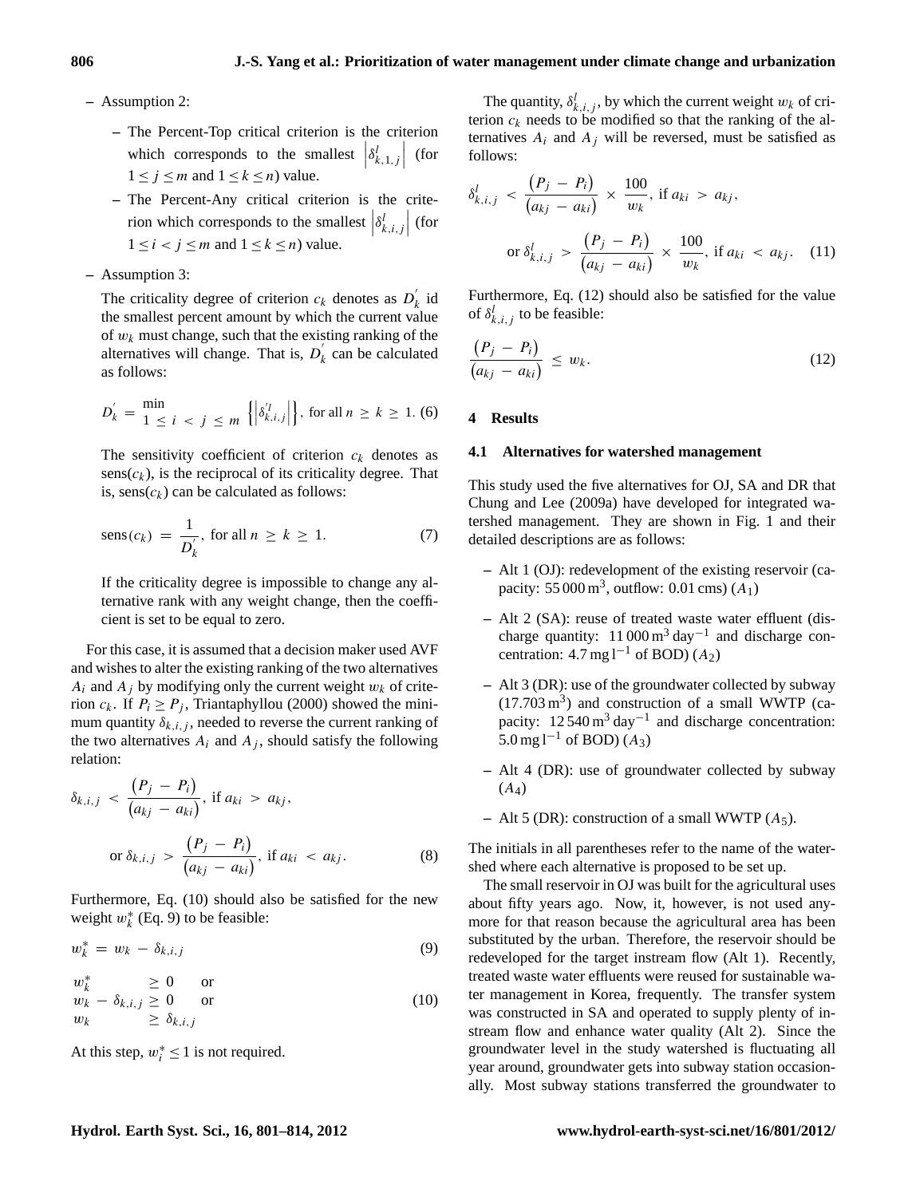– Assumption 2:

  – The Percent-Top critical criterion is the criterion which corresponds to the smallest $\left|\delta^{l}_{k,1,j}\right|$ (for $1 \leq j \leq m$ and $1 \leq k \leq n$) value.

  – The Percent-Any critical criterion is the criterion which corresponds to the smallest $\left|\delta^{l}_{k,i,j}\right|$ (for $1 \leq i < j \leq m$ and $1 \leq k \leq n$) value.

– Assumption 3:

  The criticality degree of criterion $c_k$ denotes as $D^{'}_{k}$ id the smallest percent amount by which the current value of $w_k$ must change, such that the existing ranking of the alternatives will change. That is, $D^{'}_{k}$ can be calculated as follows:

$$D^{'}_{k} = \min_{1 \leq i < j \leq m} \left\{\left|\delta^{'l}_{k,i,j}\right|\right\}, \text{ for all } n \geq k \geq 1. \quad (6)$$

  The sensitivity coefficient of criterion $c_k$ denotes as $\text{sens}(c_k)$, is the reciprocal of its criticality degree. That is, $\text{sens}(c_k)$ can be calculated as follows:

$$\text{sens}(c_k) = \frac{1}{D^{'}_{k}}, \text{ for all } n \geq k \geq 1. \quad (7)$$

  If the criticality degree is impossible to change any alternative rank with any weight change, then the coefficient is set to be equal to zero.

For this case, it is assumed that a decision maker used AVF and wishes to alter the existing ranking of the two alternatives $A_i$ and $A_j$ by modifying only the current weight $w_k$ of criterion $c_k$. If $P_i \geq P_j$, Triantaphyllou (2000) showed the minimum quantity $\delta_{k,i,j}$, needed to reverse the current ranking of the two alternatives $A_i$ and $A_j$, should satisfy the following relation:

$$\delta_{k,i,j} < \frac{\left(P_j - P_i\right)}{\left(a_{kj} - a_{ki}\right)}, \text{ if } a_{ki} > a_{kj},$$

$$\text{or } \delta_{k,i,j} > \frac{\left(P_j - P_i\right)}{\left(a_{kj} - a_{ki}\right)}, \text{ if } a_{ki} < a_{kj}. \quad (8)$$

Furthermore, Eq. (10) should also be satisfied for the new weight $w^{*}_{k}$ (Eq. 9) to be feasible:

$$w^{*}_{k} = w_k - \delta_{k,i,j} \quad (9)$$

$$\begin{aligned} w^{*}_{k} &\geq 0 \quad \text{or} \\ w_k - \delta_{k,i,j} &\geq 0 \quad \text{or} \\ w_k &\geq \delta_{k,i,j} \end{aligned} \quad (10)$$

At this step, $w^{*}_{i} \leq 1$ is not required.

The quantity, $\delta^{l}_{k,i,j}$, by which the current weight $w_k$ of criterion $c_k$ needs to be modified so that the ranking of the alternatives $A_i$ and $A_j$ will be reversed, must be satisfied as follows:

$$\delta^{l}_{k,i,j} < \frac{\left(P_j - P_i\right)}{\left(a_{kj} - a_{ki}\right)} \times \frac{100}{w_k}, \text{ if } a_{ki} > a_{kj},$$

$$\text{or } \delta^{l}_{k,i,j} > \frac{\left(P_j - P_i\right)}{\left(a_{kj} - a_{ki}\right)} \times \frac{100}{w_k}, \text{ if } a_{ki} < a_{kj}. \quad (11)$$

Furthermore, Eq. (12) should also be satisfied for the value of $\delta^{l}_{k,i,j}$ to be feasible:

$$\frac{\left(P_j - P_i\right)}{\left(a_{kj} - a_{ki}\right)} \leq w_k. \quad (12)$$

## 4 Results

### 4.1 Alternatives for watershed management

This study used the five alternatives for OJ, SA and DR that Chung and Lee (2009a) have developed for integrated watershed management. They are shown in Fig. 1 and their detailed descriptions are as follows:

– Alt 1 (OJ): redevelopment of the existing reservoir (capacity: $55\,000\,\text{m}^3$, outflow: 0.01 cms) ($A_1$)

– Alt 2 (SA): reuse of treated waste water effluent (discharge quantity: $11\,000\,\text{m}^3\,\text{day}^{-1}$ and discharge concentration: $4.7\,\text{mg}\,\text{l}^{-1}$ of BOD) ($A_2$)

– Alt 3 (DR): use of the groundwater collected by subway ($17.703\,\text{m}^3$) and construction of a small WWTP (capacity: $12\,540\,\text{m}^3\,\text{day}^{-1}$ and discharge concentration: $5.0\,\text{mg}\,\text{l}^{-1}$ of BOD) ($A_3$)

– Alt 4 (DR): use of groundwater collected by subway ($A_4$)

– Alt 5 (DR): construction of a small WWTP ($A_5$).

The initials in all parentheses refer to the name of the watershed where each alternative is proposed to be set up.

The small reservoir in OJ was built for the agricultural uses about fifty years ago. Now, it, however, is not used anymore for that reason because the agricultural area has been substituted by the urban. Therefore, the reservoir should be redeveloped for the target instream flow (Alt 1). Recently, treated waste water effluents were reused for sustainable water management in Korea, frequently. The transfer system was constructed in SA and operated to supply plenty of instream flow and enhance water quality (Alt 2). Since the groundwater level in the study watershed is fluctuating all year around, groundwater gets into subway station occasionally. Most subway stations transferred the groundwater to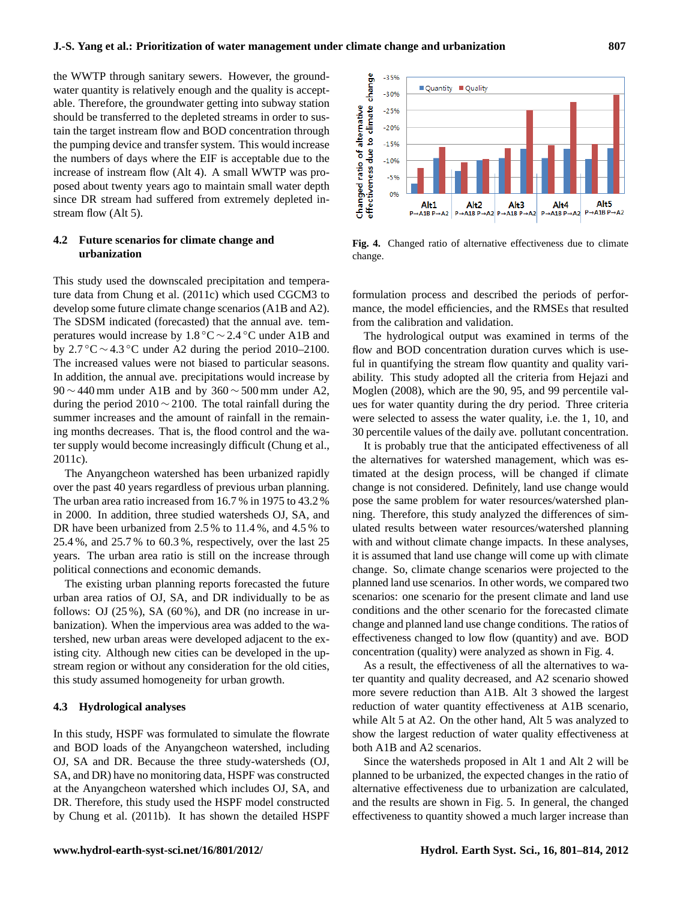the WWTP through sanitary sewers. However, the groundwater quantity is relatively enough and the quality is acceptable. Therefore, the groundwater getting into subway station should be transferred to the depleted streams in order to sustain the target instream flow and BOD concentration through the pumping device and transfer system. This would increase the numbers of days where the EIF is acceptable due to the increase of instream flow (Alt 4). A small WWTP was proposed about twenty years ago to maintain small water depth since DR stream had suffered from extremely depleted instream flow (Alt 5).

### 4.2 Future scenarios for climate change and urbanization

This study used the downscaled precipitation and temperature data from Chung et al. (2011c) which used CGCM3 to develop some future climate change scenarios (A1B and A2). The SDSM indicated (forecasted) that the annual ave. temperatures would increase by 1.8 °C ∼ 2.4 °C under A1B and by 2.7 °C ∼ 4.3 °C under A2 during the period 2010–2100. The increased values were not biased to particular seasons. In addition, the annual ave. precipitations would increase by 90 ∼ 440 mm under A1B and by 360 ∼ 500 mm under A2, during the period 2010 ∼ 2100. The total rainfall during the summer increases and the amount of rainfall in the remaining months decreases. That is, the flood control and the water supply would become increasingly difficult (Chung et al., 2011c).

The Anyangcheon watershed has been urbanized rapidly over the past 40 years regardless of previous urban planning. The urban area ratio increased from 16.7 % in 1975 to 43.2 % in 2000. In addition, three studied watersheds OJ, SA, and DR have been urbanized from 2.5 % to 11.4 %, and 4.5 % to 25.4 %, and 25.7 % to 60.3 %, respectively, over the last 25 years. The urban area ratio is still on the increase through political connections and economic demands.

The existing urban planning reports forecasted the future urban area ratios of OJ, SA, and DR individually to be as follows: OJ (25 %), SA (60 %), and DR (no increase in urbanization). When the impervious area was added to the watershed, new urban areas were developed adjacent to the existing city. Although new cities can be developed in the upstream region or without any consideration for the old cities, this study assumed homogeneity for urban growth.

### 4.3 Hydrological analyses

In this study, HSPF was formulated to simulate the flowrate and BOD loads of the Anyangcheon watershed, including OJ, SA and DR. Because the three study-watersheds (OJ, SA, and DR) have no monitoring data, HSPF was constructed at the Anyangcheon watershed which includes OJ, SA, and DR. Therefore, this study used the HSPF model constructed by Chung et al. (2011b). It has shown the detailed HSPF formulation process and described the periods of performance, the model efficiencies, and the RMSEs that resulted from the calibration and validation.

The hydrological output was examined in terms of the flow and BOD concentration duration curves which is useful in quantifying the stream flow quantity and quality variability. This study adopted all the criteria from Hejazi and Moglen (2008), which are the 90, 95, and 99 percentile values for water quantity during the dry period. Three criteria were selected to assess the water quality, i.e. the 1, 10, and 30 percentile values of the daily ave. pollutant concentration.

It is probably true that the anticipated effectiveness of all the alternatives for watershed management, which was estimated at the design process, will be changed if climate change is not considered. Definitely, land use change would pose the same problem for water resources/watershed planning. Therefore, this study analyzed the differences of simulated results between water resources/watershed planning with and without climate change impacts. In these analyses, it is assumed that land use change will come up with climate change. So, climate change scenarios were projected to the planned land use scenarios. In other words, we compared two scenarios: one scenario for the present climate and land use conditions and the other scenario for the forecasted climate change and planned land use change conditions. The ratios of effectiveness changed to low flow (quantity) and ave. BOD concentration (quality) were analyzed as shown in Fig. 4.

**Fig. 4.** Changed ratio of alternative effectiveness due to climate change.

As a result, the effectiveness of all the alternatives to water quantity and quality decreased, and A2 scenario showed more severe reduction than A1B. Alt 3 showed the largest reduction of water quantity effectiveness at A1B scenario, while Alt 5 at A2. On the other hand, Alt 5 was analyzed to show the largest reduction of water quality effectiveness at both A1B and A2 scenarios.

Since the watersheds proposed in Alt 1 and Alt 2 will be planned to be urbanized, the expected changes in the ratio of alternative effectiveness due to urbanization are calculated, and the results are shown in Fig. 5. In general, the changed effectiveness to quantity showed a much larger increase than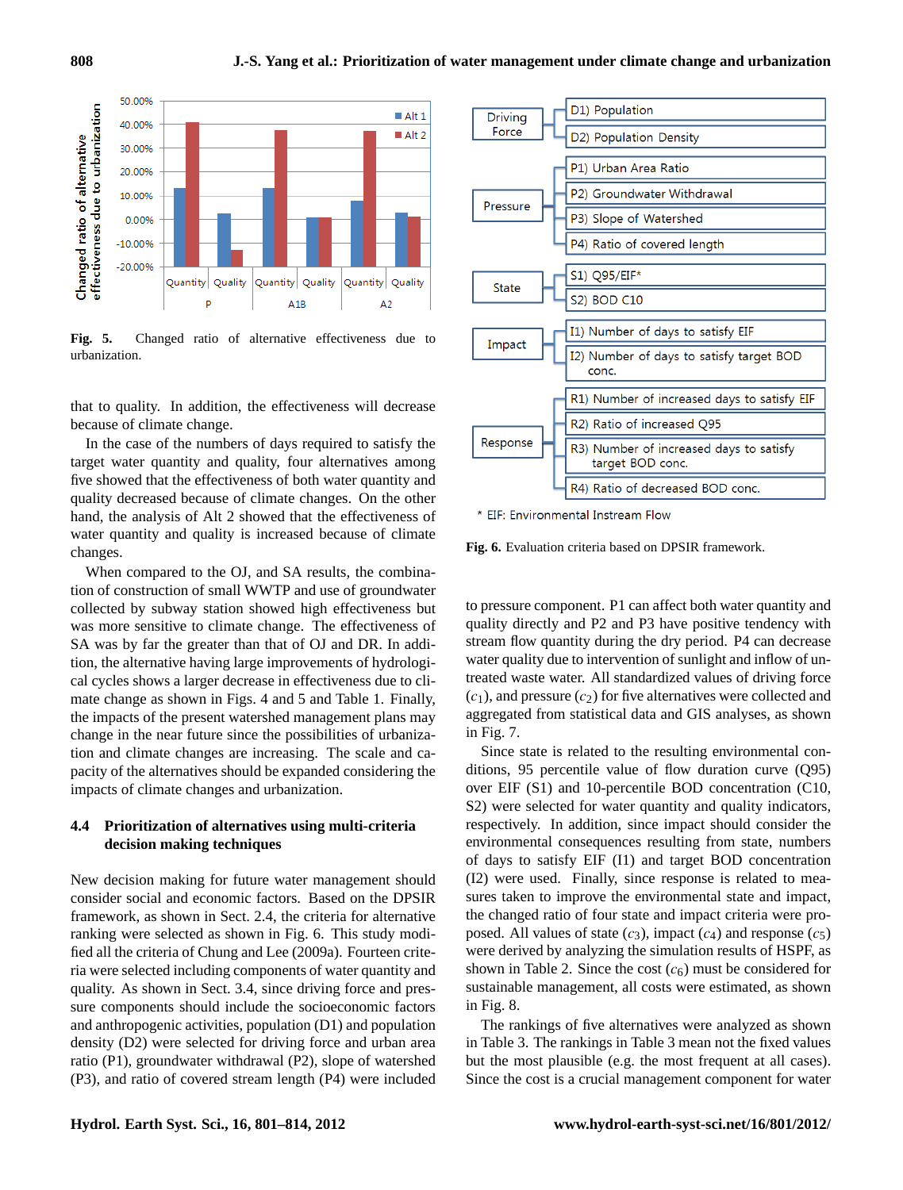Fig. 5. Changed ratio of alternative effectiveness due to urbanization.

that to quality. In addition, the effectiveness will decrease because of climate change.

In the case of the numbers of days required to satisfy the target water quantity and quality, four alternatives among five showed that the effectiveness of both water quantity and quality decreased because of climate changes. On the other hand, the analysis of Alt 2 showed that the effectiveness of water quantity and quality is increased because of climate changes.

When compared to the OJ, and SA results, the combination of construction of small WWTP and use of groundwater collected by subway station showed high effectiveness but was more sensitive to climate change. The effectiveness of SA was by far the greater than that of OJ and DR. In addition, the alternative having large improvements of hydrological cycles shows a larger decrease in effectiveness due to climate change as shown in Figs. 4 and 5 and Table 1. Finally, the impacts of the present watershed management plans may change in the near future since the possibilities of urbanization and climate changes are increasing. The scale and capacity of the alternatives should be expanded considering the impacts of climate changes and urbanization.

### 4.4 Prioritization of alternatives using multi-criteria decision making techniques

New decision making for future water management should consider social and economic factors. Based on the DPSIR framework, as shown in Sect. 2.4, the criteria for alternative ranking were selected as shown in Fig. 6. This study modified all the criteria of Chung and Lee (2009a). Fourteen criteria were selected including components of water quantity and quality. As shown in Sect. 3.4, since driving force and pressure components should include the socioeconomic factors and anthropogenic activities, population (D1) and population density (D2) were selected for driving force and urban area ratio (P1), groundwater withdrawal (P2), slope of watershed (P3), and ratio of covered stream length (P4) were included to pressure component. P1 can affect both water quantity and quality directly and P2 and P3 have positive tendency with stream flow quantity during the dry period. P4 can decrease water quality due to intervention of sunlight and inflow of untreated waste water. All standardized values of driving force ($c_1$), and pressure ($c_2$) for five alternatives were collected and aggregated from statistical data and GIS analyses, as shown in Fig. 7.

Since state is related to the resulting environmental conditions, 95 percentile value of flow duration curve (Q95) over EIF (S1) and 10-percentile BOD concentration (C10, S2) were selected for water quantity and quality, respectively. In addition, since impact should consider the environmental consequences resulting from state, numbers of days to satisfy EIF (I1) and target BOD concentration (I2) were used. Finally, since response is related to measures taken to improve the environmental state and impact, the changed ratio of four state and impact criteria were proposed. All values of state ($c_3$), impact ($c_4$) and response ($c_5$) were derived by analyzing the simulation results of HSPF, as shown in Table 2. Since the cost ($c_6$) must be considered for sustainable management, all costs were estimated, as shown in Fig. 8.

The rankings of five alternatives were analyzed as shown in Table 3. The rankings in Table 3 mean not the fixed values but the most plausible (e.g. the most frequent at all cases). Since the cost is a crucial management component for water

| Component | Criteria |
|---|---|
| Driving Force | D1) Population |
| | D2) Population Density |
| Pressure | P1) Urban Area Ratio |
| | P2) Groundwater Withdrawal |
| | P3) Slope of Watershed |
| | P4) Ratio of covered length |
| State | S1) Q95/EIF* |
| | S2) BOD C10 |
| Impact | I1) Number of days to satisfy EIF |
| | I2) Number of days to satisfy target BOD conc. |
| Response | R1) Number of increased days to satisfy EIF |
| | R2) Ratio of increased Q95 |
| | R3) Number of increased days to satisfy target BOD conc. |
| | R4) Ratio of decreased BOD conc. |

* EIF: Environmental Instream Flow

Fig. 6. Evaluation criteria based on DPSIR framework.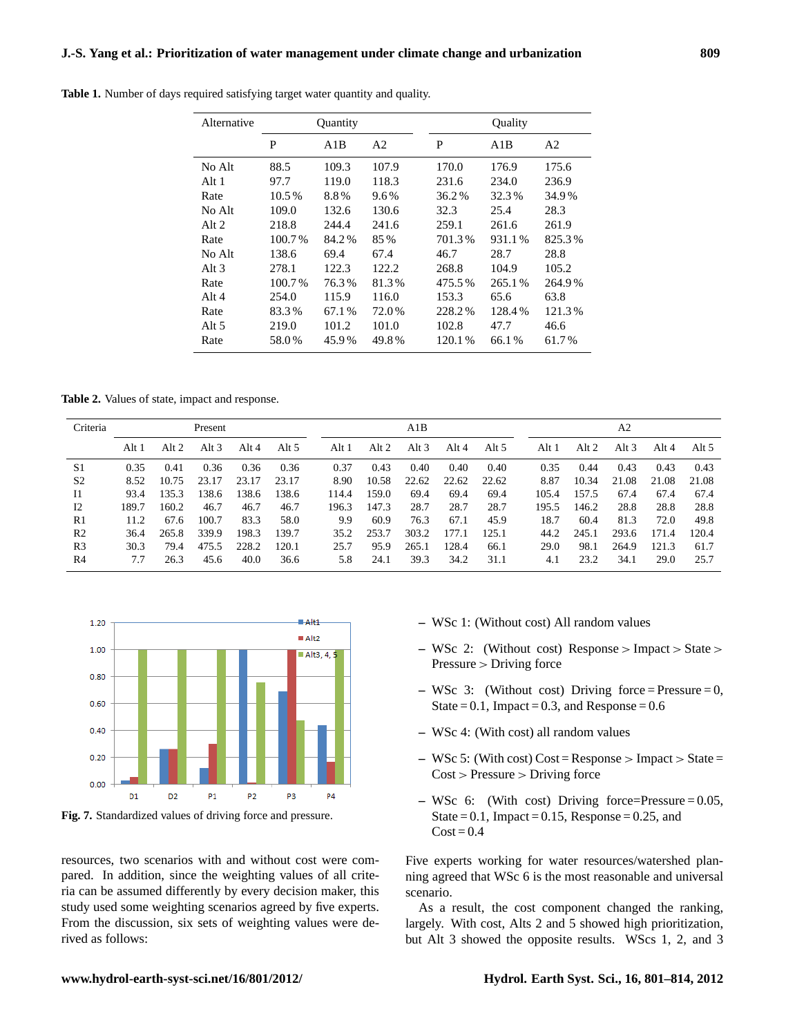**Table 1.** Number of days required satisfying target water quantity and quality.

| Alternative | Quantity | | | Quality | | |
|---|---|---|---|---|---|---|
| | P | A1B | A2 | P | A1B | A2 |
| No Alt | 88.5 | 109.3 | 107.9 | 170.0 | 176.9 | 175.6 |
| Alt 1 | 97.7 | 119.0 | 118.3 | 231.6 | 234.0 | 236.9 |
| Rate | 10.5 % | 8.8 % | 9.6 % | 36.2 % | 32.3 % | 34.9 % |
| No Alt | 109.0 | 132.6 | 130.6 | 32.3 | 25.4 | 28.3 |
| Alt 2 | 218.8 | 244.4 | 241.6 | 259.1 | 261.6 | 261.9 |
| Rate | 100.7 % | 84.2 % | 85 % | 701.3 % | 931.1 % | 825.3 % |
| No Alt | 138.6 | 69.4 | 67.4 | 46.7 | 28.7 | 28.8 |
| Alt 3 | 278.1 | 122.3 | 122.2 | 268.8 | 104.9 | 105.2 |
| Rate | 100.7 % | 76.3 % | 81.3 % | 475.5 % | 265.1 % | 264.9 % |
| Alt 4 | 254.0 | 115.9 | 116.0 | 153.3 | 65.6 | 63.8 |
| Rate | 83.3 % | 67.1 % | 72.0 % | 228.2 % | 128.4 % | 121.3 % |
| Alt 5 | 219.0 | 101.2 | 101.0 | 102.8 | 47.7 | 46.6 |
| Rate | 58.0 % | 45.9 % | 49.8 % | 120.1 % | 66.1 % | 61.7 % |

**Table 2.** Values of state, impact and response.

| Criteria | Present | | | | | A1B | | | | | A2 | | | | |
|---|---|---|---|---|---|---|---|---|---|---|---|---|---|---|---|
| | Alt 1 | Alt 2 | Alt 3 | Alt 4 | Alt 5 | Alt 1 | Alt 2 | Alt 3 | Alt 4 | Alt 5 | Alt 1 | Alt 2 | Alt 3 | Alt 4 | Alt 5 |
| S1 | 0.35 | 0.41 | 0.36 | 0.36 | 0.36 | 0.37 | 0.43 | 0.40 | 0.40 | 0.40 | 0.35 | 0.44 | 0.43 | 0.43 | 0.43 |
| S2 | 8.52 | 10.75 | 23.17 | 23.17 | 23.17 | 8.90 | 10.58 | 22.62 | 22.62 | 22.62 | 8.87 | 10.34 | 21.08 | 21.08 | 21.08 |
| I1 | 93.4 | 135.3 | 138.6 | 138.6 | 138.6 | 114.4 | 159.0 | 69.4 | 69.4 | 69.4 | 105.4 | 157.5 | 67.4 | 67.4 | 67.4 |
| I2 | 189.7 | 160.2 | 46.7 | 46.7 | 46.7 | 196.3 | 147.3 | 28.7 | 28.7 | 28.7 | 195.5 | 146.2 | 28.8 | 28.8 | 28.8 |
| R1 | 11.2 | 67.6 | 100.7 | 83.3 | 58.0 | 9.9 | 60.9 | 76.3 | 67.1 | 45.9 | 18.7 | 60.4 | 81.3 | 72.0 | 49.8 |
| R2 | 36.4 | 265.8 | 339.9 | 198.3 | 139.7 | 35.2 | 253.7 | 303.2 | 177.1 | 125.1 | 44.2 | 245.1 | 293.6 | 171.4 | 120.4 |
| R3 | 30.3 | 79.4 | 475.5 | 228.2 | 120.1 | 25.7 | 95.9 | 265.1 | 128.4 | 66.1 | 29.0 | 98.1 | 264.9 | 121.3 | 61.7 |
| R4 | 7.7 | 26.3 | 45.6 | 40.0 | 36.6 | 5.8 | 24.1 | 39.3 | 34.2 | 31.1 | 4.1 | 23.2 | 34.1 | 29.0 | 25.7 |

**Fig. 7.** Standardized values of driving force and pressure.

resources, two scenarios with and without cost were compared. In addition, since the weighting values of all criteria can be assumed differently by every decision maker, this study used some weighting scenarios agreed by five experts. From the discussion, six sets of weighting values were derived as follows:

- WSc 1: (Without cost) All random values
- WSc 2: (Without cost) Response > Impact > State > Pressure > Driving force
- WSc 3: (Without cost) Driving force = Pressure = 0, State = 0.1, Impact = 0.3, and Response = 0.6
- WSc 4: (With cost) all random values
- WSc 5: (With cost) Cost = Response > Impact > State = Cost > Pressure > Driving force
- WSc 6: (With cost) Driving force=Pressure = 0.05, State = 0.1, Impact = 0.15, Response = 0.25, and Cost = 0.4

Five experts working for water resources/watershed planning agreed that WSc 6 is the most reasonable and universal scenario.

As a result, the cost component changed the ranking, largely. With cost, Alts 2 and 5 showed high prioritization, but Alt 3 showed the opposite results. WScs 1, 2, and 3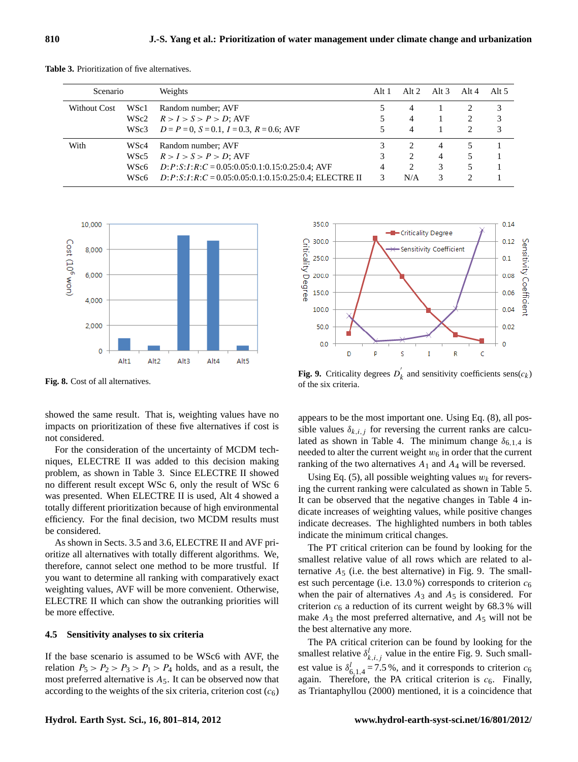**Table 3.** Prioritization of five alternatives.

| Scenario | | Weights | Alt 1 | Alt 2 | Alt 3 | Alt 4 | Alt 5 |
|---|---|---|---|---|---|---|---|
| Without Cost | WSc1 | Random number; AVF | 5 | 4 | 1 | 2 | 3 |
| | WSc2 | $R > I > S > P > D$; AVF | 5 | 4 | 1 | 2 | 3 |
| | WSc3 | $D = P = 0$, $S = 0.1$, $I = 0.3$, $R = 0.6$; AVF | 5 | 4 | 1 | 2 | 3 |
| With | WSc4 | Random number; AVF | 3 | 2 | 4 | 5 | 1 |
| | WSc5 | $R > I > S > P > D$; AVF | 3 | 2 | 4 | 5 | 1 |
| | WSc6 | $D{:}P{:}S{:}I{:}R{:}C = 0.05{:}0.05{:}0.1{:}0.15{:}0.25{:}0.4$; AVF | 4 | 2 | 3 | 5 | 1 |
| | WSc6 | $D{:}P{:}S{:}I{:}R{:}C = 0.05{:}0.05{:}0.1{:}0.15{:}0.25{:}0.4$; ELECTRE II | 3 | N/A | 3 | 2 | 1 |

**Fig. 8.** Cost of all alternatives.

**Fig. 9.** Criticality degrees $D_k'$ and sensitivity coefficients sens$(c_k)$ of the six criteria.

showed the same result. That is, weighting values have no impacts on prioritization of these five alternatives if cost is not considered.

For the consideration of the uncertainty of MCDM techniques, ELECTRE II was added to this decision making problem, as shown in Table 3. Since ELECTRE II showed no different result except WSc 6, only the result of WSc 6 was presented. When ELECTRE II is used, Alt 4 showed a totally different prioritization because of high environmental efficiency. For the final decision, two MCDM results must be considered.

As shown in Sects. 3.5 and 3.6, ELECTRE II and AVF prioritize all alternatives with totally different algorithms. We, therefore, cannot select one method to be more trustful. If you want to determine all ranking with comparatively exact weighting values, AVF will be more convenient. Otherwise, ELECTRE II which can show the outranking priorities will be more effective.

### 4.5 Sensitivity analyses to six criteria

If the base scenario is assumed to be WSc6 with AVF, the relation $P_5 > P_2 > P_3 > P_1 > P_4$ holds, and as a result, the most preferred alternative is $A_5$. It can be observed now that according to the weights of the six criteria, criterion cost ($c_6$) appears to be the most important one. Using Eq. (8), all possible values $\delta_{k,i,j}$ for reversing the current ranks are calculated as shown in Table 4. The minimum change $\delta_{6,1,4}$ is needed to alter the current weight $w_6$ in order that the current ranking of the two alternatives $A_1$ and $A_4$ will be reversed.

Using Eq. (5), all possible weighting values $w_k$ for reversing the current ranking were calculated as shown in Table 5. It can be observed that the negative changes in Table 4 indicate increases of weighting values, while positive changes indicate decreases. The highlighted numbers in both tables indicate the minimum critical changes.

The PT critical criterion can be found by looking for the smallest relative value of all rows which are related to alternative $A_5$ (i.e. the best alternative) in Fig. 9. The smallest such percentage (i.e. 13.0 %) corresponds to criterion $c_6$ when the pair of alternatives $A_3$ and $A_5$ is considered. For criterion $c_6$ a reduction of its current weight by 68.3 % will make $A_3$ the most preferred alternative, and $A_5$ will not be the best alternative any more.

The PA critical criterion can be found by looking for the smallest relative $\delta_{k,i,j}^{l}$ value in the entire Fig. 9. Such smallest value is $\delta_{6,1,4}^{l} = 7.5\,\%$, and it corresponds to criterion $c_6$ again. Therefore, the PA critical criterion is $c_6$. Finally, as Triantaphyllou (2000) mentioned, it is a coincidence that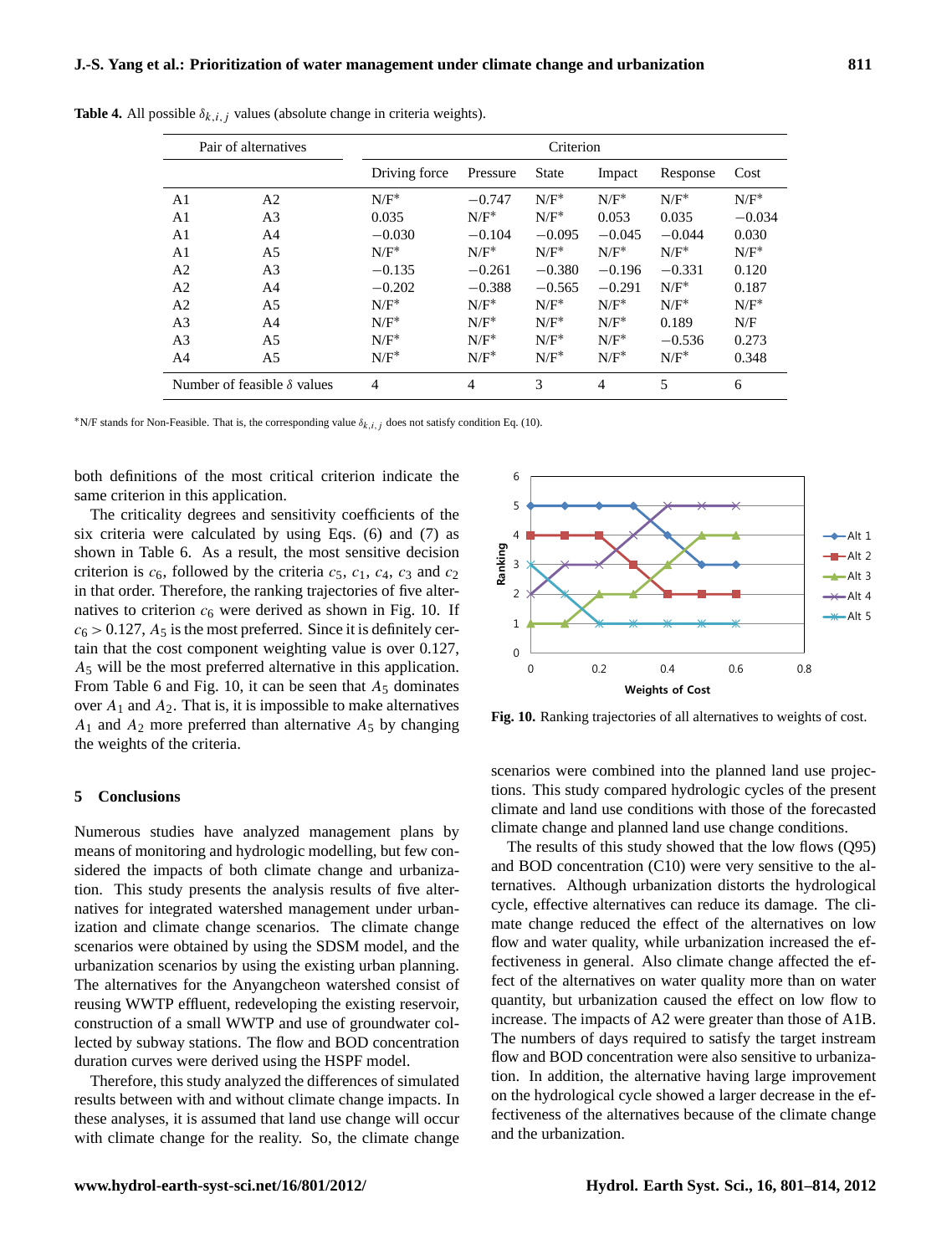**Table 4.** All possible $\delta_{k,i,j}$ values (absolute change in criteria weights).

| Pair of alternatives | | Criterion | | | | | |
|---|---|---|---|---|---|---|---|
| | | Driving force | Pressure | State | Impact | Response | Cost |
| A1 | A2 | N/F* | −0.747 | N/F* | N/F* | N/F* | N/F* |
| A1 | A3 | 0.035 | N/F* | N/F* | 0.053 | 0.035 | −0.034 |
| A1 | A4 | −0.030 | −0.104 | −0.095 | −0.045 | −0.044 | 0.030 |
| A1 | A5 | N/F* | N/F* | N/F* | N/F* | N/F* | N/F* |
| A2 | A3 | −0.135 | −0.261 | −0.380 | −0.196 | −0.331 | 0.120 |
| A2 | A4 | −0.202 | −0.388 | −0.565 | −0.291 | N/F* | 0.187 |
| A2 | A5 | N/F* | N/F* | N/F* | N/F* | N/F* | N/F* |
| A3 | A4 | N/F* | N/F* | N/F* | N/F* | 0.189 | N/F |
| A3 | A5 | N/F* | N/F* | N/F* | N/F* | −0.536 | 0.273 |
| A4 | A5 | N/F* | N/F* | N/F* | N/F* | N/F* | 0.348 |
| Number of feasible $\delta$ values | | 4 | 4 | 3 | 4 | 5 | 6 |

*N/F stands for Non-Feasible. That is, the corresponding value $\delta_{k,i,j}$ does not satisfy condition Eq. (10).

both definitions of the most critical criterion indicate the same criterion in this application.

The criticality degrees and sensitivity coefficients of the six criteria were calculated by using Eqs. (6) and (7) as shown in Table 6. As a result, the most sensitive decision criterion is $c_6$, followed by the criteria $c_5$, $c_1$, $c_4$, $c_3$ and $c_2$ in that order. Therefore, the ranking trajectories of five alternatives to criterion $c_6$ were derived as shown in Fig. 10. If $c_6 > 0.127$, $A_5$ is the most preferred. Since it is definitely certain that the cost component weighting value is over 0.127, $A_5$ will be the most preferred alternative in this application. From Table 6 and Fig. 10, it can be seen that $A_5$ dominates over $A_1$ and $A_2$. That is, it is impossible to make alternatives $A_1$ and $A_2$ more preferred than alternative $A_5$ by changing the weights of the criteria.

**Fig. 10.** Ranking trajectories of all alternatives to weights of cost.

## 5 Conclusions

Numerous studies have analyzed management plans by means of monitoring and hydrologic modelling, but few considered the impacts of both climate change and urbanization. This study presents the analysis results of five alternatives for integrated watershed management under urbanization and climate change scenarios. The climate change scenarios were obtained by using the SDSM model, and the urbanization scenarios by using the existing urban planning. The alternatives for the Anyangcheon watershed consist of reusing WWTP effluent, redeveloping the existing reservoir, construction of a small WWTP and use of groundwater collected by subway stations. The flow and BOD concentration duration curves were derived using the HSPF model.

Therefore, this study analyzed the differences of simulated results between with and without climate change impacts. In these analyses, it is assumed that land use change will occur with climate change for the reality. So, the climate change scenarios were combined into the planned land use projections. This study compared hydrologic cycles of the present climate and land use conditions with those of the forecasted climate change and planned land use change conditions.

The results of this study showed that the low flows (Q95) and BOD concentration (C10) were very sensitive to the alternatives. Although urbanization distorts the hydrological cycle, effective alternatives can reduce its damage. The climate change reduced the effect of the alternatives on low flow and water quality, while urbanization increased the effectiveness in general. Also climate change affected the effect of the alternatives on water quality more than on water quantity, but urbanization caused the effect on low flow to increase. The impacts of A2 were greater than those of A1B. The numbers of days required to satisfy the target instream flow and BOD concentration were also sensitive to urbanization. In addition, the alternative having large improvement on the hydrological cycle showed a larger decrease in the effectiveness of the alternatives because of the climate change and the urbanization.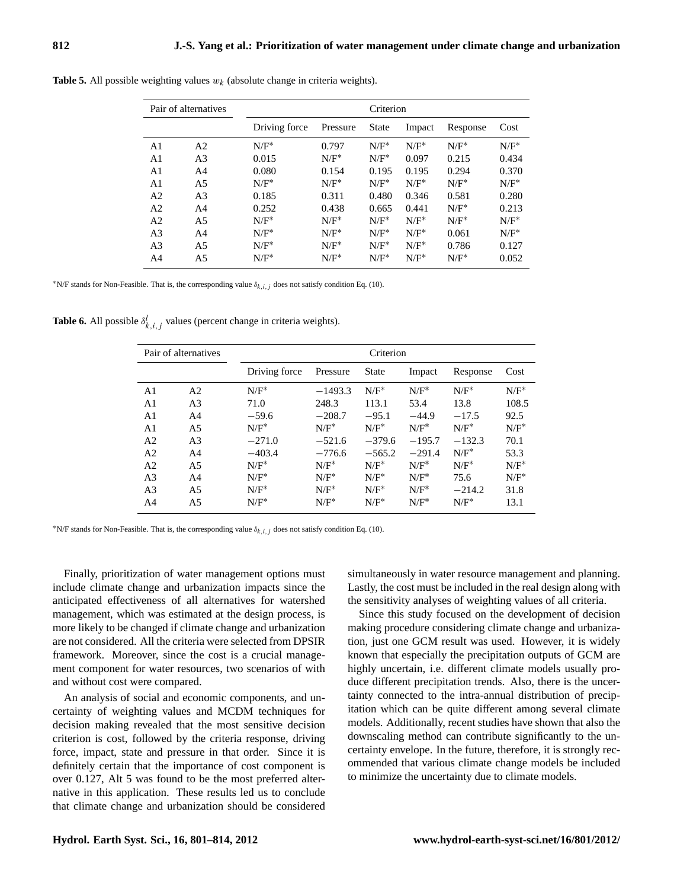**Table 5.** All possible weighting values $w_k$ (absolute change in criteria weights).

| Pair of alternatives | | Criterion | | | | | |
|---|---|---|---|---|---|---|---|
| | | Driving force | Pressure | State | Impact | Response | Cost |
| A1 | A2 | N/F* | 0.797 | N/F* | N/F* | N/F* | N/F* |
| A1 | A3 | 0.015 | N/F* | N/F* | 0.097 | 0.215 | 0.434 |
| A1 | A4 | 0.080 | 0.154 | 0.195 | 0.195 | 0.294 | 0.370 |
| A1 | A5 | N/F* | N/F* | N/F* | N/F* | N/F* | N/F* |
| A2 | A3 | 0.185 | 0.311 | 0.480 | 0.346 | 0.581 | 0.280 |
| A2 | A4 | 0.252 | 0.438 | 0.665 | 0.441 | N/F* | 0.213 |
| A2 | A5 | N/F* | N/F* | N/F* | N/F* | N/F* | N/F* |
| A3 | A4 | N/F* | N/F* | N/F* | N/F* | 0.061 | N/F* |
| A3 | A5 | N/F* | N/F* | N/F* | N/F* | 0.786 | 0.127 |
| A4 | A5 | N/F* | N/F* | N/F* | N/F* | N/F* | 0.052 |

*N/F stands for Non-Feasible. That is, the corresponding value $\delta_{k,i,j}$ does not satisfy condition Eq. (10).

**Table 6.** All possible $\delta^{l}_{k,i,j}$ values (percent change in criteria weights).

| Pair of alternatives | | Criterion | | | | | |
|---|---|---|---|---|---|---|---|
| | | Driving force | Pressure | State | Impact | Response | Cost |
| A1 | A2 | N/F* | −1493.3 | N/F* | N/F* | N/F* | N/F* |
| A1 | A3 | 71.0 | 248.3 | 113.1 | 53.4 | 13.8 | 108.5 |
| A1 | A4 | −59.6 | −208.7 | −95.1 | −44.9 | −17.5 | 92.5 |
| A1 | A5 | N/F* | N/F* | N/F* | N/F* | N/F* | N/F* |
| A2 | A3 | −271.0 | −521.6 | −379.6 | −195.7 | −132.3 | 70.1 |
| A2 | A4 | −403.4 | −776.6 | −565.2 | −291.4 | N/F* | 53.3 |
| A2 | A5 | N/F* | N/F* | N/F* | N/F* | N/F* | N/F* |
| A3 | A4 | N/F* | N/F* | N/F* | N/F* | 75.6 | N/F* |
| A3 | A5 | N/F* | N/F* | N/F* | N/F* | −214.2 | 31.8 |
| A4 | A5 | N/F* | N/F* | N/F* | N/F* | N/F* | 13.1 |

*N/F stands for Non-Feasible. That is, the corresponding value $\delta_{k,i,j}$ does not satisfy condition Eq. (10).

Finally, prioritization of water management options must include climate change and urbanization impacts since the anticipated effectiveness of all alternatives for watershed management, which was estimated at the design process, is more likely to be changed if climate change and urbanization are not considered. All the criteria were selected from DPSIR framework. Moreover, since the cost is a crucial management component for water resources, two scenarios of with and without cost were compared.

An analysis of social and economic components, and uncertainty of weighting values and MCDM techniques for decision making revealed that the most sensitive decision criterion is cost, followed by the criteria response, driving force, impact, state and pressure in that order. Since it is definitely certain that the importance of cost component is over 0.127, Alt 5 was found to be the most preferred alternative in this application. These results led us to conclude that climate change and urbanization should be considered simultaneously in water resource management and planning. Lastly, the cost must be included in the real design along with the sensitivity analyses of weighting values of all criteria.

Since this study focused on the development of decision making procedure considering climate change and urbanization, just one GCM result was used. However, it is widely known that especially the precipitation outputs of GCM are highly uncertain, i.e. different climate models usually produce different precipitation trends. Also, there is the uncertainty connected to the intra-annual distribution of precipitation which can be quite different among several climate models. Additionally, recent studies have shown that also the downscaling method can contribute significantly to the uncertainty envelope. In the future, therefore, it is strongly recommended that various climate change models be included to minimize the uncertainty due to climate models.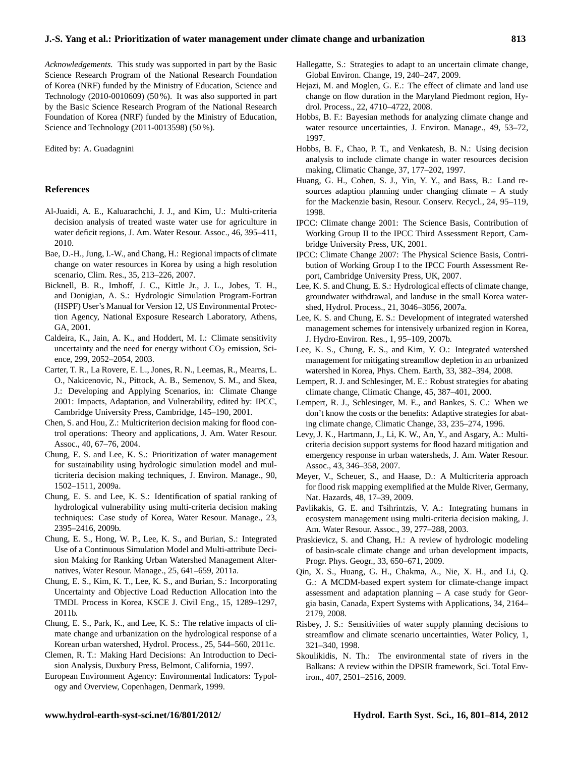*Acknowledgements.* This study was supported in part by the Basic Science Research Program of the National Research Foundation of Korea (NRF) funded by the Ministry of Education, Science and Technology (2010-0010609) (50 %). It was also supported in part by the Basic Science Research Program of the National Research Foundation of Korea (NRF) funded by the Ministry of Education, Science and Technology (2011-0013598) (50 %).

Edited by: A. Guadagnini

## References

Al-Juaidi, A. E., Kaluarachchi, J. J., and Kim, U.: Multi-criteria decision analysis of treated waste water use for agriculture in water deficit regions, J. Am. Water Resour. Assoc., 46, 395–411, 2010.

Bae, D.-H., Jung, I.-W., and Chang, H.: Regional impacts of climate change on water resources in Korea by using a high resolution scenario, Clim. Res., 35, 213–226, 2007.

Bicknell, B. R., Imhoff, J. C., Kittle Jr., J. L., Jobes, T. H., and Donigian, A. S.: Hydrologic Simulation Program-Fortran (HSPF) User's Manual for Version 12, US Environmental Protection Agency, National Exposure Research Laboratory, Athens, GA, 2001.

Caldeira, K., Jain, A. K., and Hoddert, M. I.: Climate sensitivity uncertainty and the need for energy without $CO_2$ emission, Science, 299, 2052–2054, 2003.

Carter, T. R., La Rovere, E. L., Jones, R. N., Leemas, R., Mearns, L. O., Nakicenovic, N., Pittock, A. B., Semenov, S. M., and Skea, J.: Developing and Applying Scenarios, in: Climate Change 2001: Impacts, Adaptation, and Vulnerability, edited by: IPCC, Cambridge University Press, Cambridge, 145–190, 2001.

Chen, S. and Hou, Z.: Multicriterion decision making for flood control operations: Theory and applications, J. Am. Water Resour. Assoc., 40, 67–76, 2004.

Chung, E. S. and Lee, K. S.: Prioritization of water management for sustainability using hydrologic simulation model and multicriteria decision making techniques, J. Environ. Manage., 90, 1502–1511, 2009a.

Chung, E. S. and Lee, K. S.: Identification of spatial ranking of hydrological vulnerability using multi-criteria decision making techniques: Case study of Korea, Water Resour. Manage., 23, 2395–2416, 2009b.

Chung, E. S., Hong, W. P., Lee, K. S., and Burian, S.: Integrated Use of a Continuous Simulation Model and Multi-attribute Decision Making for Ranking Urban Watershed Management Alternatives, Water Resour. Manage., 25, 641–659, 2011a.

Chung, E. S., Kim, K. T., Lee, K. S., and Burian, S.: Incorporating Uncertainty and Objective Load Reduction Allocation into the TMDL Process in Korea, KSCE J. Civil Eng., 15, 1289–1297, 2011b.

Chung, E. S., Park, K., and Lee, K. S.: The relative impacts of climate change and urbanization on the hydrological response of a Korean urban watershed, Hydrol. Process., 25, 544–560, 2011c.

Clemen, R. T.: Making Hard Decisions: An Introduction to Decision Analysis, Duxbury Press, Belmont, California, 1997.

European Environment Agency: Environmental Indicators: Typology and Overview, Copenhagen, Denmark, 1999.

Hallegatte, S.: Strategies to adapt to an uncertain climate change, Global Environ. Change, 19, 240–247, 2009.

Hejazi, M. and Moglen, G. E.: The effect of climate and land use change on flow duration in the Maryland Piedmont region, Hydrol. Process., 22, 4710–4722, 2008.

Hobbs, B. F.: Bayesian methods for analyzing climate change and water resource uncertainties, J. Environ. Manage., 49, 53–72, 1997.

Hobbs, B. F., Chao, P. T., and Venkatesh, B. N.: Using decision analysis to include climate change in water resources decision making, Climatic Change, 37, 177–202, 1997.

Huang, G. H., Cohen, S. J., Yin, Y. Y., and Bass, B.: Land resources adaption planning under changing climate – A study for the Mackenzie basin, Resour. Conserv. Recycl., 24, 95–119, 1998.

IPCC: Climate change 2001: The Science Basis, Contribution of Working Group II to the IPCC Third Assessment Report, Cambridge University Press, UK, 2001.

IPCC: Climate Change 2007: The Physical Science Basis, Contribution of Working Group I to the IPCC Fourth Assessment Report, Cambridge University Press, UK, 2007.

Lee, K. S. and Chung, E. S.: Hydrological effects of climate change, groundwater withdrawal, and landuse in the small Korea watershed, Hydrol. Process., 21, 3046–3056, 2007a.

Lee, K. S. and Chung, E. S.: Development of integrated watershed management schemes for intensively urbanized region in Korea, J. Hydro-Environ. Res., 1, 95–109, 2007b.

Lee, K. S., Chung, E. S., and Kim, Y. O.: Integrated watershed management for mitigating streamflow depletion in an urbanized watershed in Korea, Phys. Chem. Earth, 33, 382–394, 2008.

Lempert, R. J. and Schlesinger, M. E.: Robust strategies for abating climate change, Climatic Change, 45, 387–401, 2000.

Lempert, R. J., Schlesinger, M. E., and Bankes, S. C.: When we don't know the costs or the benefits: Adaptive strategies for abating climate change, Climatic Change, 33, 235–274, 1996.

Levy, J. K., Hartmann, J., Li, K. W., An, Y., and Asgary, A.: Multi-criteria decision support systems for flood hazard mitigation and emergency response in urban watersheds, J. Am. Water Resour. Assoc., 43, 346–358, 2007.

Meyer, V., Scheuer, S., and Haase, D.: A Multicriteria approach for flood risk mapping exemplified at the Mulde River, Germany, Nat. Hazards, 48, 17–39, 2009.

Pavlikakis, G. E. and Tsihrintzis, V. A.: Integrating humans in ecosystem management using multi-criteria decision making, J. Am. Water Resour. Assoc., 39, 277–288, 2003.

Praskievicz, S. and Chang, H.: A review of hydrologic modeling of basin-scale climate change and urban development impacts, Progr. Phys. Geogr., 33, 650–671, 2009.

Qin, X. S., Huang, G. H., Chakma, A., Nie, X. H., and Li, Q. G.: A MCDM-based expert system for climate-change impact assessment and adaptation planning – A case study for Georgia basin, Canada, Expert Systems with Applications, 34, 2164–2179, 2008.

Risbey, J. S.: Sensitivities of water supply planning decisions to streamflow and climate scenario uncertainties, Water Policy, 1, 321–340, 1998.

Skoulikidis, N. Th.: The environmental state of rivers in the Balkans: A review within the DPSIR framework, Sci. Total Environ., 407, 2501–2516, 2009.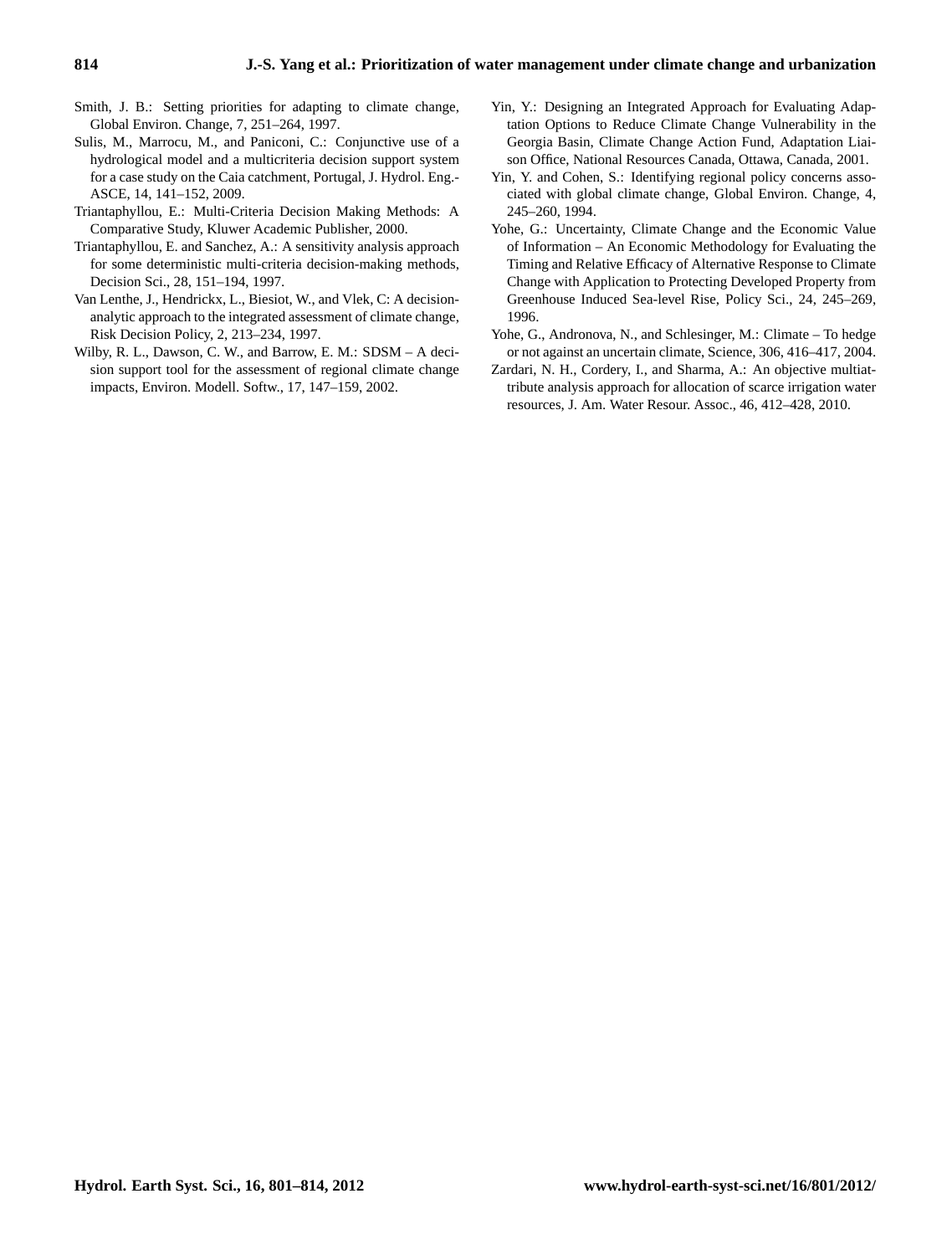Smith, J. B.: Setting priorities for adapting to climate change, Global Environ. Change, 7, 251–264, 1997.

Sulis, M., Marrocu, M., and Paniconi, C.: Conjunctive use of a hydrological model and a multicriteria decision support system for a case study on the Caia catchment, Portugal, J. Hydrol. Eng.-ASCE, 14, 141–152, 2009.

Triantaphyllou, E.: Multi-Criteria Decision Making Methods: A Comparative Study, Kluwer Academic Publisher, 2000.

Triantaphyllou, E. and Sanchez, A.: A sensitivity analysis approach for some deterministic multi-criteria decision-making methods, Decision Sci., 28, 151–194, 1997.

Van Lenthe, J., Hendrickx, L., Biesiot, W., and Vlek, C: A decision-analytic approach to the integrated assessment of climate change, Risk Decision Policy, 2, 213–234, 1997.

Wilby, R. L., Dawson, C. W., and Barrow, E. M.: SDSM – A decision support tool for the assessment of regional climate change impacts, Environ. Modell. Softw., 17, 147–159, 2002.

Yin, Y.: Designing an Integrated Approach for Evaluating Adaptation Options to Reduce Climate Change Vulnerability in the Georgia Basin, Climate Change Action Fund, Adaptation Liaison Office, National Resources Canada, Ottawa, Canada, 2001.

Yin, Y. and Cohen, S.: Identifying regional policy concerns associated with global climate change, Global Environ. Change, 4, 245–260, 1994.

Yohe, G.: Uncertainty, Climate Change and the Economic Value of Information – An Economic Methodology for Evaluating the Timing and Relative Efficacy of Alternative Response to Climate Change with Application to Protecting Developed Property from Greenhouse Induced Sea-level Rise, Policy Sci., 24, 245–269, 1996.

Yohe, G., Andronova, N., and Schlesinger, M.: Climate – To hedge or not against an uncertain climate, Science, 306, 416–417, 2004.

Zardari, N. H., Cordery, I., and Sharma, A.: An objective multiattribute analysis approach for allocation of scarce irrigation water resources, J. Am. Water Resour. Assoc., 46, 412–428, 2010.